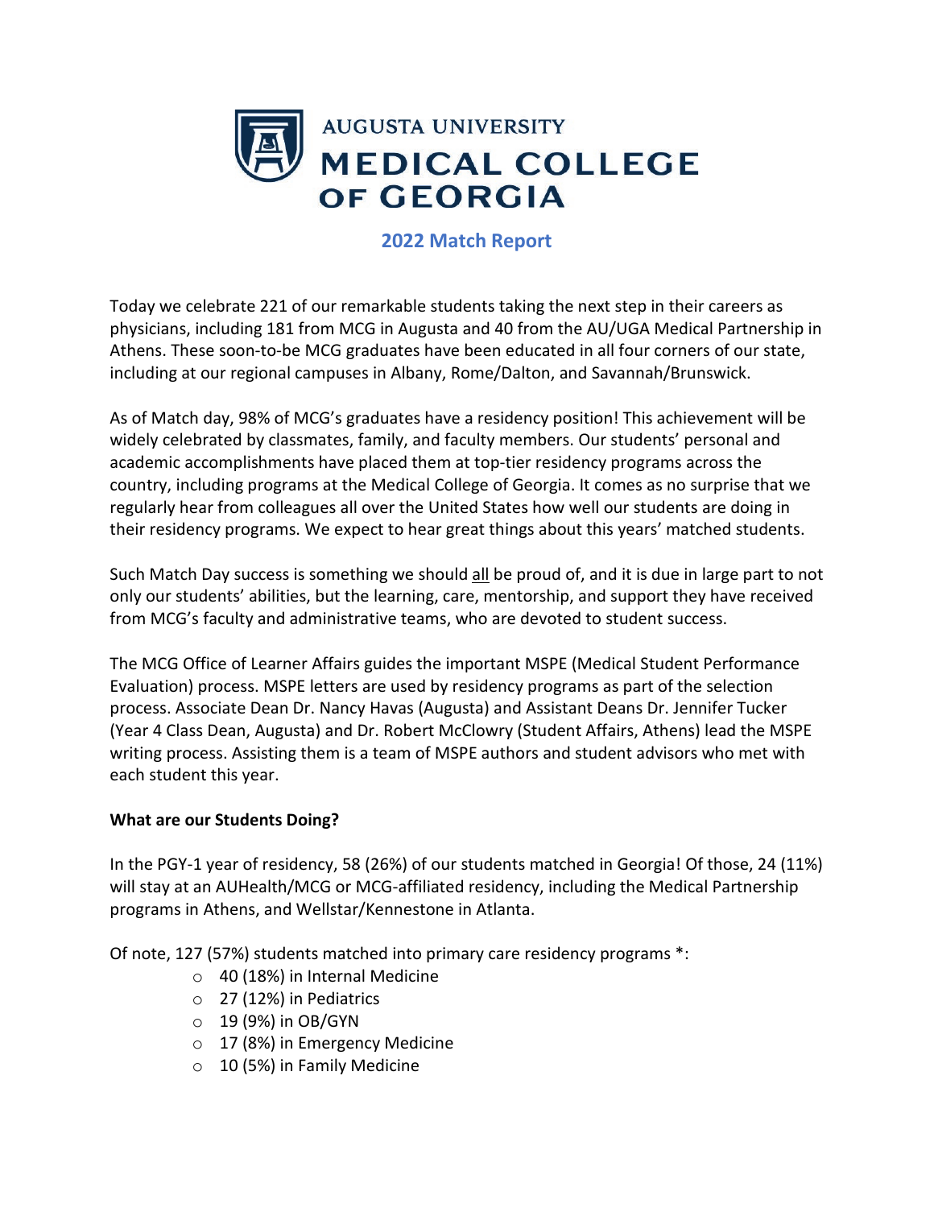AUGUSTA UNIVERSITY
MEDICAL COLLEGE
OF GEORGIA

## 2022 Match Report

Today we celebrate 221 of our remarkable students taking the next step in their careers as physicians, including 181 from MCG in Augusta and 40 from the AU/UGA Medical Partnership in Athens. These soon-to-be MCG graduates have been educated in all four corners of our state, including at our regional campuses in Albany, Rome/Dalton, and Savannah/Brunswick.

As of Match day, 98% of MCG's graduates have a residency position! This achievement will be widely celebrated by classmates, family, and faculty members. Our students' personal and academic accomplishments have placed them at top-tier residency programs across the country, including programs at the Medical College of Georgia. It comes as no surprise that we regularly hear from colleagues all over the United States how well our students are doing in their residency programs. We expect to hear great things about this years' matched students.

Such Match Day success is something we should all be proud of, and it is due in large part to not only our students' abilities, but the learning, care, mentorship, and support they have received from MCG's faculty and administrative teams, who are devoted to student success.

The MCG Office of Learner Affairs guides the important MSPE (Medical Student Performance Evaluation) process. MSPE letters are used by residency programs as part of the selection process. Associate Dean Dr. Nancy Havas (Augusta) and Assistant Deans Dr. Jennifer Tucker (Year 4 Class Dean, Augusta) and Dr. Robert McClowry (Student Affairs, Athens) lead the MSPE writing process. Assisting them is a team of MSPE authors and student advisors who met with each student this year.

**What are our Students Doing?**

In the PGY-1 year of residency, 58 (26%) of our students matched in Georgia! Of those, 24 (11%) will stay at an AUHealth/MCG or MCG-affiliated residency, including the Medical Partnership programs in Athens, and Wellstar/Kennestone in Atlanta.

Of note, 127 (57%) students matched into primary care residency programs *:

- 40 (18%) in Internal Medicine
- 27 (12%) in Pediatrics
- 19 (9%) in OB/GYN
- 17 (8%) in Emergency Medicine
- 10 (5%) in Family Medicine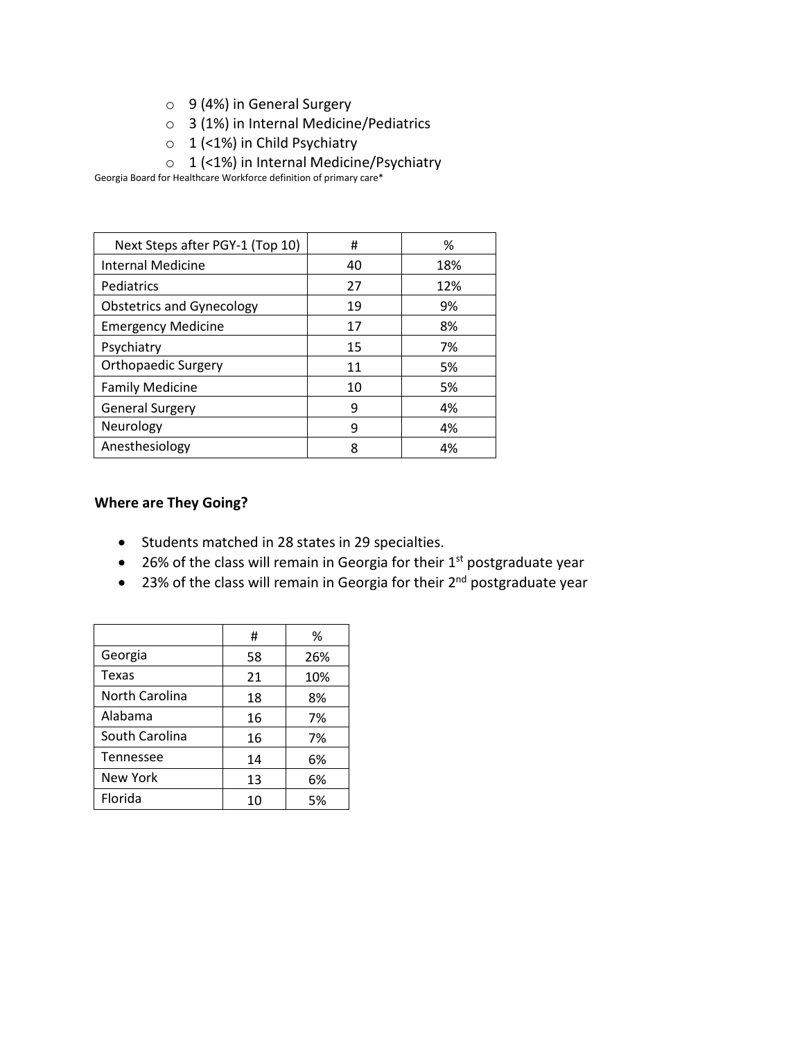- 9 (4%) in General Surgery
- 3 (1%) in Internal Medicine/Pediatrics
- 1 (<1%) in Child Psychiatry
- 1 (<1%) in Internal Medicine/Psychiatry

Georgia Board for Healthcare Workforce definition of primary care*

| Next Steps after PGY-1 (Top 10) | # | % |
|---|---|---|
| Internal Medicine | 40 | 18% |
| Pediatrics | 27 | 12% |
| Obstetrics and Gynecology | 19 | 9% |
| Emergency Medicine | 17 | 8% |
| Psychiatry | 15 | 7% |
| Orthopaedic Surgery | 11 | 5% |
| Family Medicine | 10 | 5% |
| General Surgery | 9 | 4% |
| Neurology | 9 | 4% |
| Anesthesiology | 8 | 4% |

**Where are They Going?**

- Students matched in 28 states in 29 specialties.
- 26% of the class will remain in Georgia for their 1st postgraduate year
- 23% of the class will remain in Georgia for their 2nd postgraduate year

| | # | % |
|---|---|---|
| Georgia | 58 | 26% |
| Texas | 21 | 10% |
| North Carolina | 18 | 8% |
| Alabama | 16 | 7% |
| South Carolina | 16 | 7% |
| Tennessee | 14 | 6% |
| New York | 13 | 6% |
| Florida | 10 | 5% |